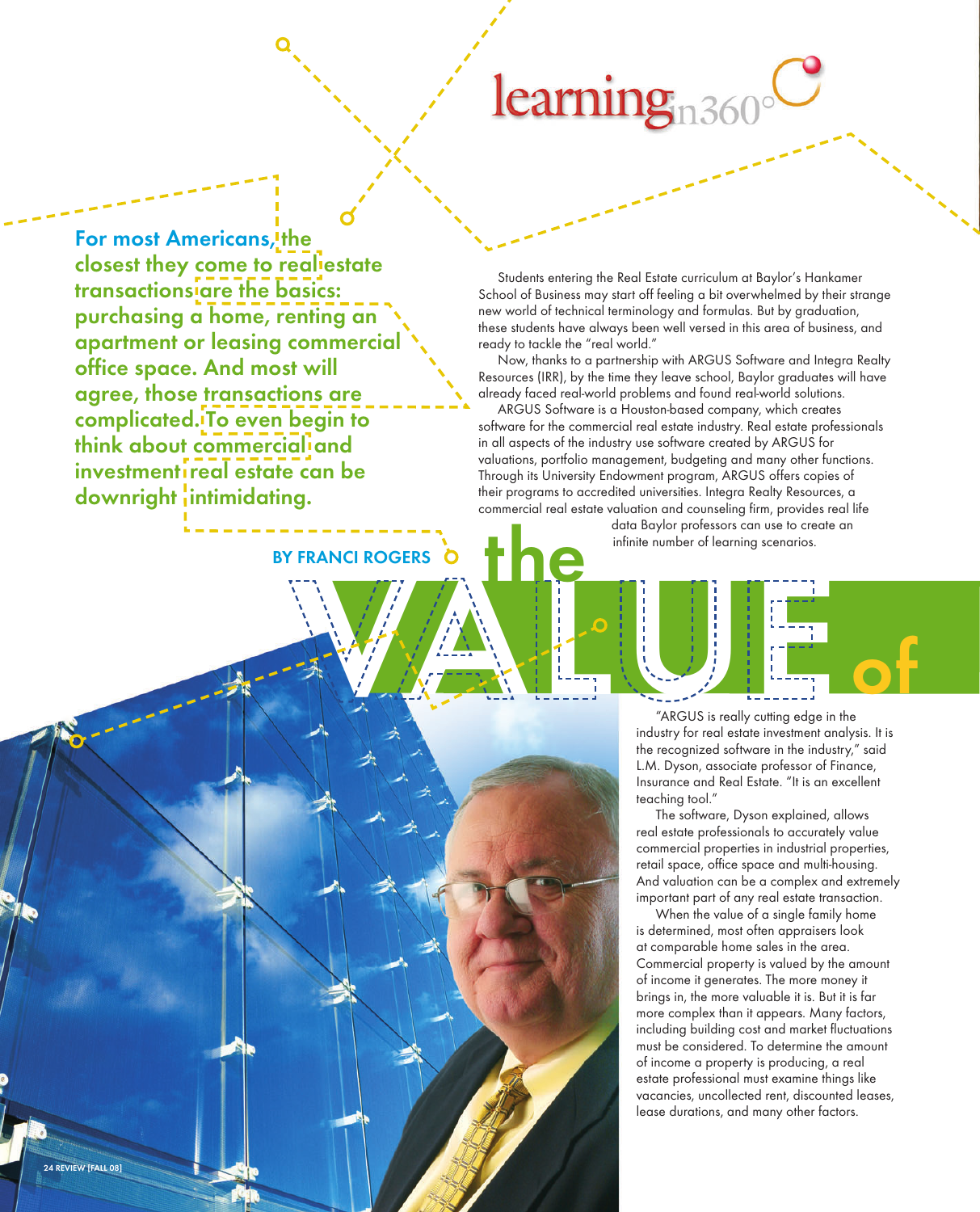# The VALUE of

For most Americans, the closest they come to real estate transactions are the basics: purchasing a home, renting an apartment or leasing commercial office space. And most will agree, those transactions are complicated. To even begin to think about commercial and investment real estate can be downright intimidating.

BY FRANCI ROGERS

Students entering the Real Estate curriculum at Baylor's Hankamer School of Business may start off feeling a bit overwhelmed by their strange new world of technical terminology and formulas. But by graduation, these students have always been well versed in this area of business, and ready to tackle the "real world."

Now, thanks to a partnership with ARGUS Software and Integra Realty Resources (IRR), by the time they leave school, Baylor graduates will have already faced real-world problems and found real-world solutions.

ARGUS Software is a Houston-based company, which creates software for the commercial real estate industry. Real estate professionals in all aspects of the industry use software created by ARGUS for valuations, portfolio management, budgeting and many other functions. Through its University Endowment program, ARGUS offers copies of their programs to accredited universities. Integra Realty Resources, a commercial real estate valuation and counseling firm, provides real life data Baylor professors can use to create an infinite number of learning scenarios.

"ARGUS is really cutting edge in the industry for real estate investment analysis. It is the recognized software in the industry," said L.M. Dyson, associate professor of Finance, Insurance and Real Estate. "It is an excellent teaching tool."

The software, Dyson explained, allows real estate professionals to accurately value commercial properties in industrial properties, retail space, office space and multi-housing. And valuation can be a complex and extremely important part of any real estate transaction.

When the value of a single family home is determined, most often appraisers look at comparable home sales in the area. Commercial property is valued by the amount of income it generates. The more money it brings in, the more valuable it is. But it is far more complex than it appears. Many factors, including building cost and market fluctuations must be considered. To determine the amount of income a property is producing, a real estate professional must examine things like vacancies, uncollected rent, discounted leases, lease durations, and many other factors.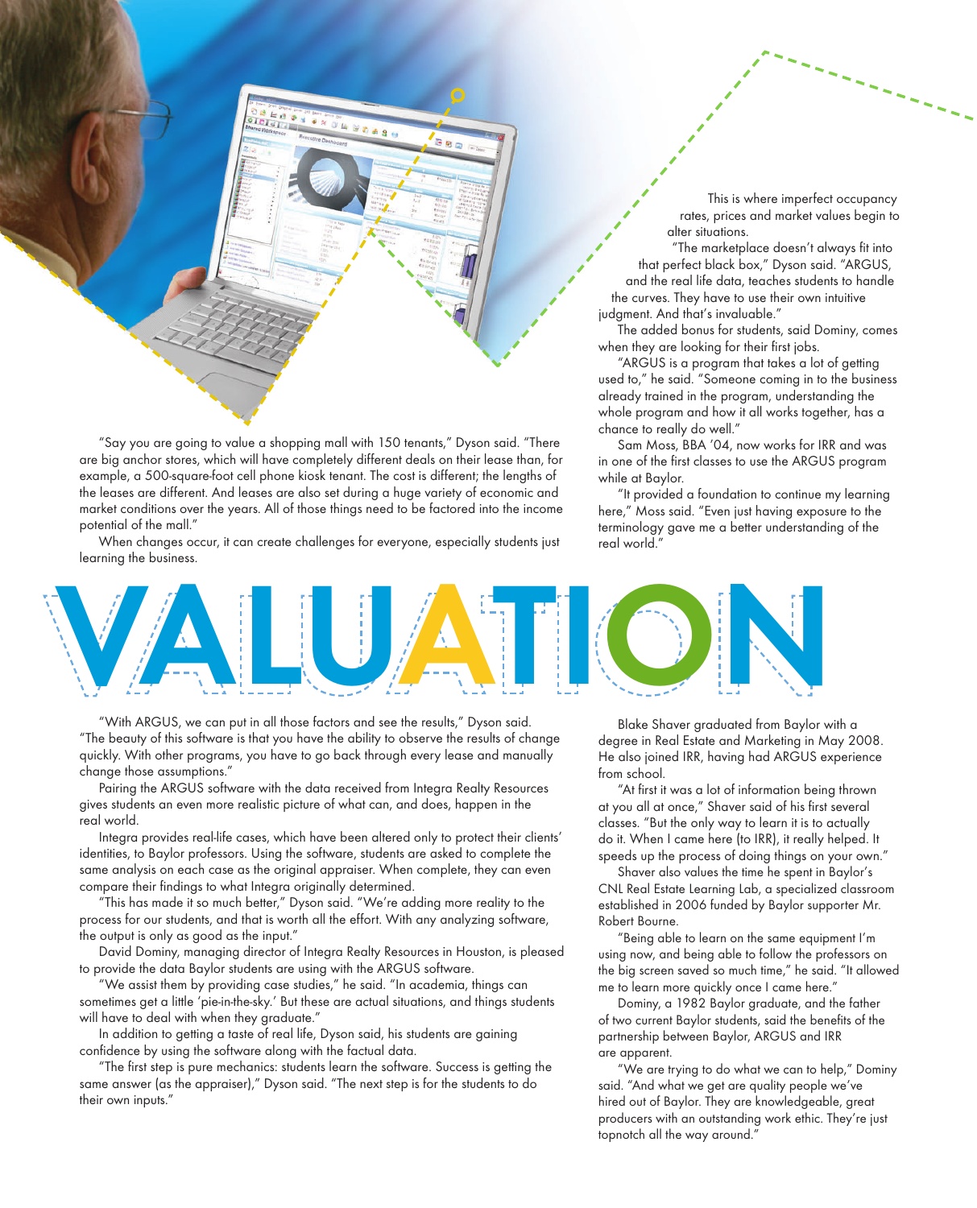"Say you are going to value a shopping mall with 150 tenants," Dyson said. "There are big anchor stores, which will have completely different deals on their lease than, for example, a 500-square-foot cell phone kiosk tenant. The cost is different; the lengths of the leases are different. And leases are also set during a huge variety of economic and market conditions over the years. All of those things need to be factored into the income potential of the mall."

When changes occur, it can create challenges for everyone, especially students just learning the business.

This is where imperfect occupancy rates, prices and market values begin to alter situations.

"The marketplace doesn't always fit into that perfect black box," Dyson said. "ARGUS, and the real life data, teaches students to handle the curves. They have to use their own intuitive judgment. And that's invaluable."

The added bonus for students, said Dominy, comes when they are looking for their first jobs.

"ARGUS is a program that takes a lot of getting used to," he said. "Someone coming in to the business already trained in the program, understanding the whole program and how it all works together, has a chance to really do well."

Sam Moss, BBA '04, now works for IRR and was in one of the first classes to use the ARGUS program while at Baylor.

"It provided a foundation to continue my learning here," Moss said. "Even just having exposure to the terminology gave me a better understanding of the real world."

# VALUATION

"With ARGUS, we can put in all those factors and see the results," Dyson said. "The beauty of this software is that you have the ability to observe the results of change quickly. With other programs, you have to go back through every lease and manually change those assumptions."

Pairing the ARGUS software with the data received from Integra Realty Resources gives students an even more realistic picture of what can, and does, happen in the real world.

Integra provides real-life cases, which have been altered only to protect their clients' identities, to Baylor professors. Using the software, students are asked to complete the same analysis on each case as the original appraiser. When complete, they can even compare their findings to what Integra originally determined.

"This has made it so much better," Dyson said. "We're adding more reality to the process for our students, and that is worth all the effort. With any analyzing software, the output is only as good as the input."

David Dominy, managing director of Integra Realty Resources in Houston, is pleased to provide the data Baylor students are using with the ARGUS software.

"We assist them by providing case studies," he said. "In academia, things can sometimes get a little 'pie-in-the-sky.' But these are actual situations, and things students will have to deal with when they graduate."

In addition to getting a taste of real life, Dyson said, his students are gaining confidence by using the software along with the factual data.

"The first step is pure mechanics: students learn the software. Success is getting the same answer (as the appraiser)," Dyson said. "The next step is for the students to do their own inputs."

Blake Shaver graduated from Baylor with a degree in Real Estate and Marketing in May 2008. He also joined IRR, having had ARGUS experience from school.

"At first it was a lot of information being thrown at you all at once," Shaver said of his first several classes. "But the only way to learn it is to actually do it. When I came here (to IRR), it really helped. It speeds up the process of doing things on your own."

Shaver also values the time he spent in Baylor's CNL Real Estate Learning Lab, a specialized classroom established in 2006 funded by Baylor supporter Mr. Robert Bourne.

"Being able to learn on the same equipment I'm using now, and being able to follow the professors on the big screen saved so much time," he said. "It allowed me to learn more quickly once I came here."

Dominy, a 1982 Baylor graduate, and the father of two current Baylor students, said the benefits of the partnership between Baylor, ARGUS and IRR are apparent.

"We are trying to do what we can to help," Dominy said. "And what we get are quality people we've hired out of Baylor. They are knowledgeable, great producers with an outstanding work ethic. They're just topnotch all the way around."